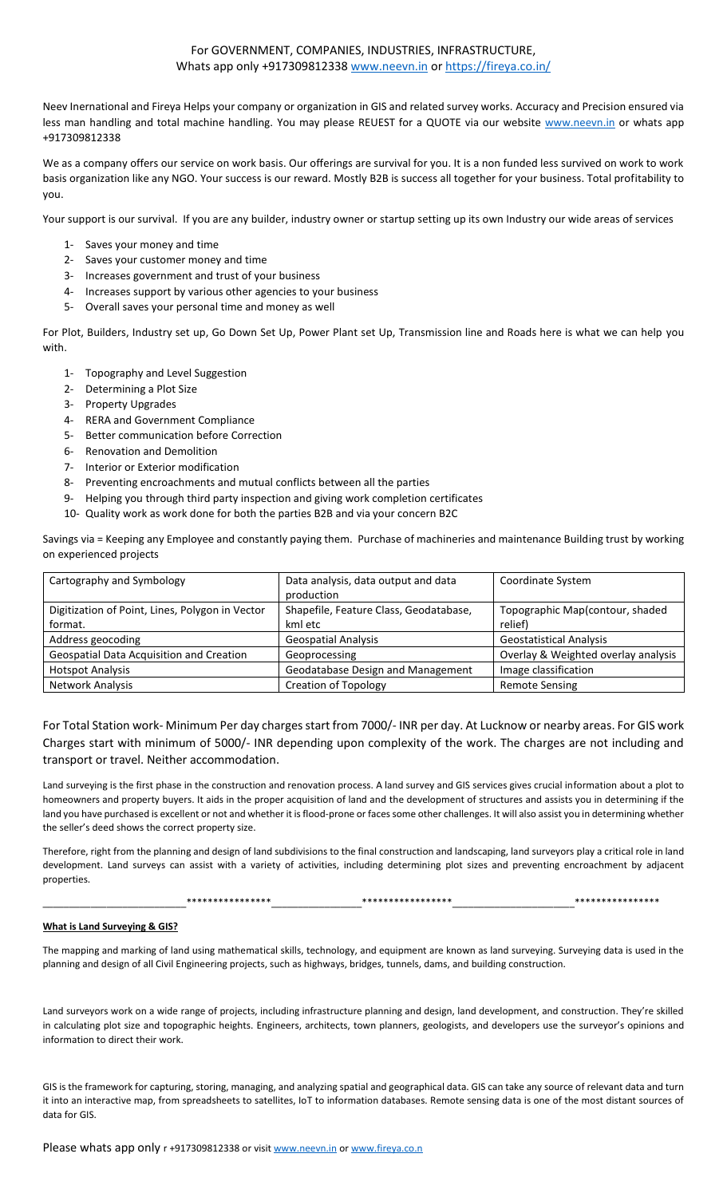For GOVERNMENT, COMPANIES, INDUSTRIES, INFRASTRUCTURE,
Whats app only +917309812338 [www.neevn.in](http://www.neevn.in) or [https://fireya.co.in/](https://fireya.co.in/)

Neev Inernational and Fireya Helps your company or organization in GIS and related survey works. Accuracy and Precision ensured via less man handling and total machine handling. You may please REUEST for a QUOTE via our website [www.neevn.in](http://www.neevn.in) or whats app +917309812338

We as a company offers our service on work basis. Our offerings are survival for you. It is a non funded less survived on work to work basis organization like any NGO. Your success is our reward. Mostly B2B is success all together for your business. Total profitability to you.

Your support is our survival. If you are any builder, industry owner or startup setting up its own Industry our wide areas of services

1- Saves your money and time
2- Saves your customer money and time
3- Increases government and trust of your business
4- Increases support by various other agencies to your business
5- Overall saves your personal time and money as well

For Plot, Builders, Industry set up, Go Down Set Up, Power Plant set Up, Transmission line and Roads here is what we can help you with.

1- Topography and Level Suggestion
2- Determining a Plot Size
3- Property Upgrades
4- RERA and Government Compliance
5- Better communication before Correction
6- Renovation and Demolition
7- Interior or Exterior modification
8- Preventing encroachments and mutual conflicts between all the parties
9- Helping you through third party inspection and giving work completion certificates
10- Quality work as work done for both the parties B2B and via your concern B2C

Savings via = Keeping any Employee and constantly paying them. Purchase of machineries and maintenance Building trust by working on experienced projects

| Cartography and Symbology | Data analysis, data output and data production | Coordinate System |
|---|---|---|
| Digitization of Point, Lines, Polygon in Vector format. | Shapefile, Feature Class, Geodatabase, kml etc | Topographic Map(contour, shaded relief) |
| Address geocoding | Geospatial Analysis | Geostatistical Analysis |
| Geospatial Data Acquisition and Creation | Geoprocessing | Overlay & Weighted overlay analysis |
| Hotspot Analysis | Geodatabase Design and Management | Image classification |
| Network Analysis | Creation of Topology | Remote Sensing |

For Total Station work- Minimum Per day charges start from 7000/- INR per day. At Lucknow or nearby areas. For GIS work Charges start with minimum of 5000/- INR depending upon complexity of the work. The charges are not including and transport or travel. Neither accommodation.

Land surveying is the first phase in the construction and renovation process. A land survey and GIS services gives crucial information about a plot to homeowners and property buyers. It aids in the proper acquisition of land and the development of structures and assists you in determining if the land you have purchased is excellent or not and whether it is flood-prone or faces some other challenges. It will also assist you in determining whether the seller's deed shows the correct property size.

Therefore, right from the planning and design of land subdivisions to the final construction and landscaping, land surveyors play a critical role in land development. Land surveys can assist with a variety of activities, including determining plot sizes and preventing encroachment by adjacent properties.

__________________________****************________________*****************______________________****************

**What is Land Surveying & GIS?**

The mapping and marking of land using mathematical skills, technology, and equipment are known as land surveying. Surveying data is used in the planning and design of all Civil Engineering projects, such as highways, bridges, tunnels, dams, and building construction.

Land surveyors work on a wide range of projects, including infrastructure planning and design, land development, and construction. They're skilled in calculating plot size and topographic heights. Engineers, architects, town planners, geologists, and developers use the surveyor's opinions and information to direct their work.

GIS is the framework for capturing, storing, managing, and analyzing spatial and geographical data. GIS can take any source of relevant data and turn it into an interactive map, from spreadsheets to satellites, IoT to information databases. Remote sensing data is one of the most distant sources of data for GIS.

Please whats app only r +917309812338 or visit [www.neevn.in](http://www.neevn.in) or [www.fireya.co.n](http://www.fireya.co.n)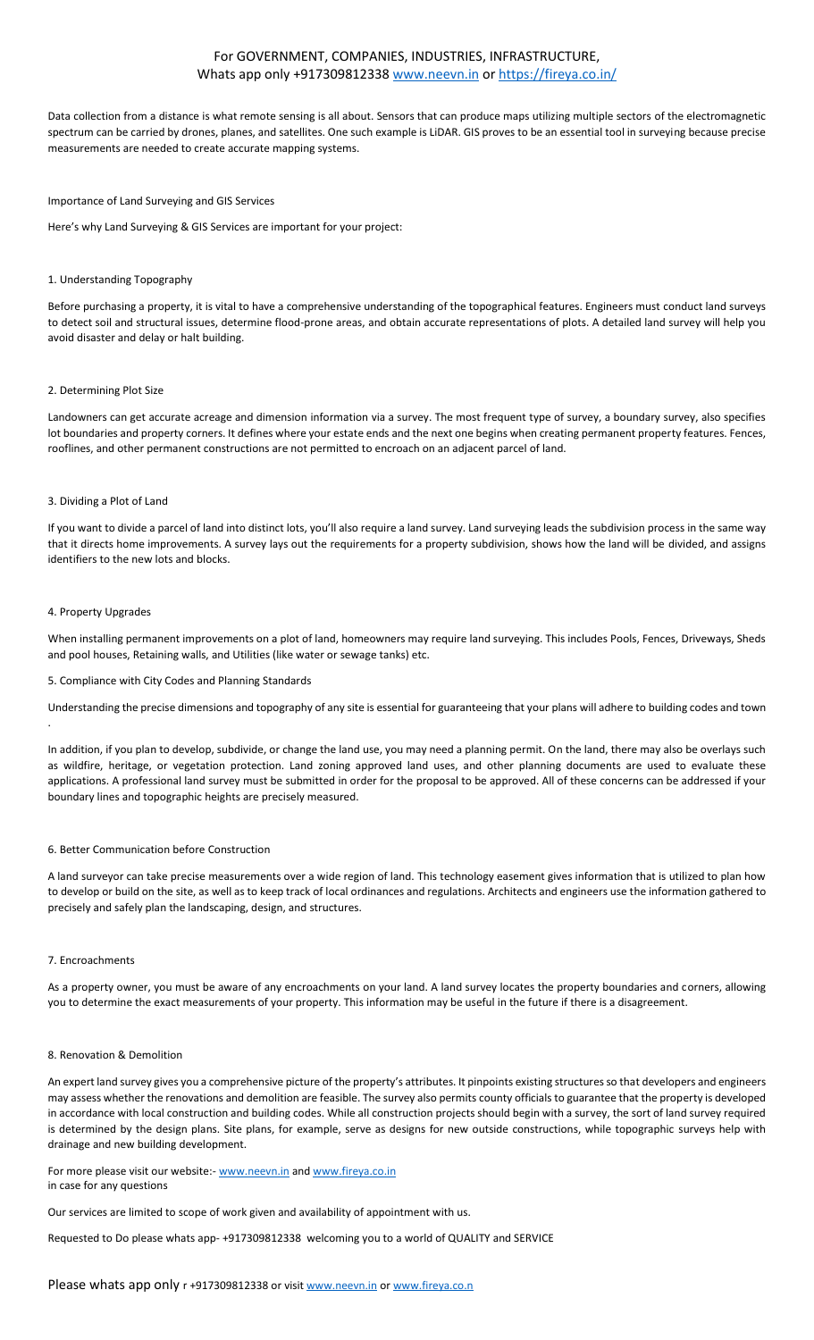For GOVERNMENT, COMPANIES, INDUSTRIES, INFRASTRUCTURE,
Whats app only +917309812338 www.neevn.in or https://fireya.co.in/

Data collection from a distance is what remote sensing is all about. Sensors that can produce maps utilizing multiple sectors of the electromagnetic spectrum can be carried by drones, planes, and satellites. One such example is LiDAR. GIS proves to be an essential tool in surveying because precise measurements are needed to create accurate mapping systems.

## Importance of Land Surveying and GIS Services

Here's why Land Surveying & GIS Services are important for your project:

### 1. Understanding Topography

Before purchasing a property, it is vital to have a comprehensive understanding of the topographical features. Engineers must conduct land surveys to detect soil and structural issues, determine flood-prone areas, and obtain accurate representations of plots. A detailed land survey will help you avoid disaster and delay or halt building.

### 2. Determining Plot Size

Landowners can get accurate acreage and dimension information via a survey. The most frequent type of survey, a boundary survey, also specifies lot boundaries and property corners. It defines where your estate ends and the next one begins when creating permanent property features. Fences, rooflines, and other permanent constructions are not permitted to encroach on an adjacent parcel of land.

### 3. Dividing a Plot of Land

If you want to divide a parcel of land into distinct lots, you'll also require a land survey. Land surveying leads the subdivision process in the same way that it directs home improvements. A survey lays out the requirements for a property subdivision, shows how the land will be divided, and assigns identifiers to the new lots and blocks.

### 4. Property Upgrades

When installing permanent improvements on a plot of land, homeowners may require land surveying. This includes Pools, Fences, Driveways, Sheds and pool houses, Retaining walls, and Utilities (like water or sewage tanks) etc.

### 5. Compliance with City Codes and Planning Standards

Understanding the precise dimensions and topography of any site is essential for guaranteeing that your plans will adhere to building codes and town .

In addition, if you plan to develop, subdivide, or change the land use, you may need a planning permit. On the land, there may also be overlays such as wildfire, heritage, or vegetation protection. Land zoning approved land uses, and other planning documents are used to evaluate these applications. A professional land survey must be submitted in order for the proposal to be approved. All of these concerns can be addressed if your boundary lines and topographic heights are precisely measured.

### 6. Better Communication before Construction

A land surveyor can take precise measurements over a wide region of land. This technology easement gives information that is utilized to plan how to develop or build on the site, as well as to keep track of local ordinances and regulations. Architects and engineers use the information gathered to precisely and safely plan the landscaping, design, and structures.

### 7. Encroachments

As a property owner, you must be aware of any encroachments on your land. A land survey locates the property boundaries and corners, allowing you to determine the exact measurements of your property. This information may be useful in the future if there is a disagreement.

### 8. Renovation & Demolition

An expert land survey gives you a comprehensive picture of the property's attributes. It pinpoints existing structures so that developers and engineers may assess whether the renovations and demolition are feasible. The survey also permits county officials to guarantee that the property is developed in accordance with local construction and building codes. While all construction projects should begin with a survey, the sort of land survey required is determined by the design plans. Site plans, for example, serve as designs for new outside constructions, while topographic surveys help with drainage and new building development.

For more please visit our website:- www.neevn.in and www.fireya.co.in
in case for any questions

Our services are limited to scope of work given and availability of appointment with us.

Requested to Do please whats app- +917309812338 welcoming you to a world of QUALITY and SERVICE

Please whats app only r +917309812338 or visit www.neevn.in or www.fireya.co.n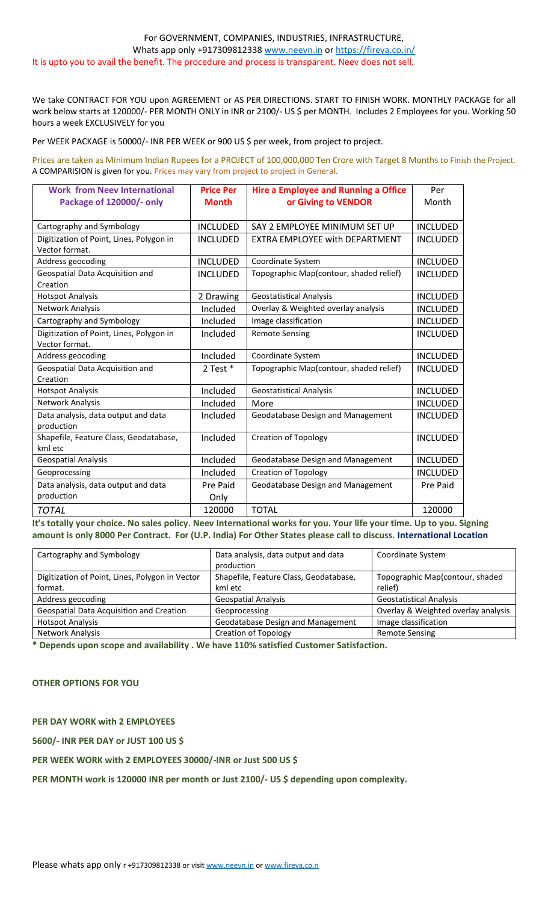For GOVERNMENT, COMPANIES, INDUSTRIES, INFRASTRUCTURE,

Whats app only +917309812338 www.neevn.in or https://fireya.co.in/

It is upto you to avail the benefit. The procedure and process is transparent. Neev does not sell.

We take CONTRACT FOR YOU upon AGREEMENT or AS PER DIRECTIONS. START TO FINISH WORK. MONTHLY PACKAGE for all work below starts at 120000/- PER MONTH ONLY in INR or 2100/- US $ per MONTH. Includes 2 Employees for you. Working 50 hours a week EXCLUSIVELY for you

Per WEEK PACKAGE is 50000/- INR PER WEEK or 900 US $ per week, from project to project.

Prices are taken as Minimum Indian Rupees for a PROJECT of 100,000,000 Ten Crore with Target 8 Months to Finish the Project. A COMPARISION is given for you. Prices may vary from project to project in General.

| Work from Neev International Package of 120000/- only | Price Per Month | Hire a Employee and Running a Office or Giving to VENDOR | Per Month |
|---|---|---|---|
| Cartography and Symbology | INCLUDED | SAY 2 EMPLOYEE MINIMUM SET UP | INCLUDED |
| Digitization of Point, Lines, Polygon in Vector format. | INCLUDED | EXTRA EMPLOYEE with DEPARTMENT | INCLUDED |
| Address geocoding | INCLUDED | Coordinate System | INCLUDED |
| Geospatial Data Acquisition and Creation | INCLUDED | Topographic Map(contour, shaded relief) | INCLUDED |
| Hotspot Analysis | 2 Drawing | Geostatistical Analysis | INCLUDED |
| Network Analysis | Included | Overlay & Weighted overlay analysis | INCLUDED |
| Cartography and Symbology | Included | Image classification | INCLUDED |
| Digitization of Point, Lines, Polygon in Vector format. | Included | Remote Sensing | INCLUDED |
| Address geocoding | Included | Coordinate System | INCLUDED |
| Geospatial Data Acquisition and Creation | 2 Test * | Topographic Map(contour, shaded relief) | INCLUDED |
| Hotspot Analysis | Included | Geostatistical Analysis | INCLUDED |
| Network Analysis | Included | More | INCLUDED |
| Data analysis, data output and data production | Included | Geodatabase Design and Management | INCLUDED |
| Shapefile, Feature Class, Geodatabase, kml etc | Included | Creation of Topology | INCLUDED |
| Geospatial Analysis | Included | Geodatabase Design and Management | INCLUDED |
| Geoprocessing | Included | Creation of Topology | INCLUDED |
| Data analysis, data output and data production | Pre Paid Only | Geodatabase Design and Management | Pre Paid |
| *TOTAL* | 120000 | TOTAL | 120000 |

**It's totally your choice. No sales policy. Neev International works for you. Your life your time. Up to you. Signing amount is only 8000 Per Contract. For (U.P. India) For Other States please call to discuss. International Location**

| | | |
|---|---|---|
| Cartography and Symbology | Data analysis, data output and data production | Coordinate System |
| Digitization of Point, Lines, Polygon in Vector format. | Shapefile, Feature Class, Geodatabase, kml etc | Topographic Map(contour, shaded relief) |
| Address geocoding | Geospatial Analysis | Geostatistical Analysis |
| Geospatial Data Acquisition and Creation | Geoprocessing | Overlay & Weighted overlay analysis |
| Hotspot Analysis | Geodatabase Design and Management | Image classification |
| Network Analysis | Creation of Topology | Remote Sensing |

**\* Depends upon scope and availability . We have 110% satisfied Customer Satisfaction.**

**OTHER OPTIONS FOR YOU**

**PER DAY WORK with 2 EMPLOYEES**

**5600/- INR PER DAY or JUST 100 US $**

**PER WEEK WORK with 2 EMPLOYEES 30000/-INR or Just 500 US $**

**PER MONTH work is 120000 INR per month or Just 2100/- US $ depending upon complexity.**

Please whats app only r +917309812338 or visit www.neevn.in or www.fireya.co.n